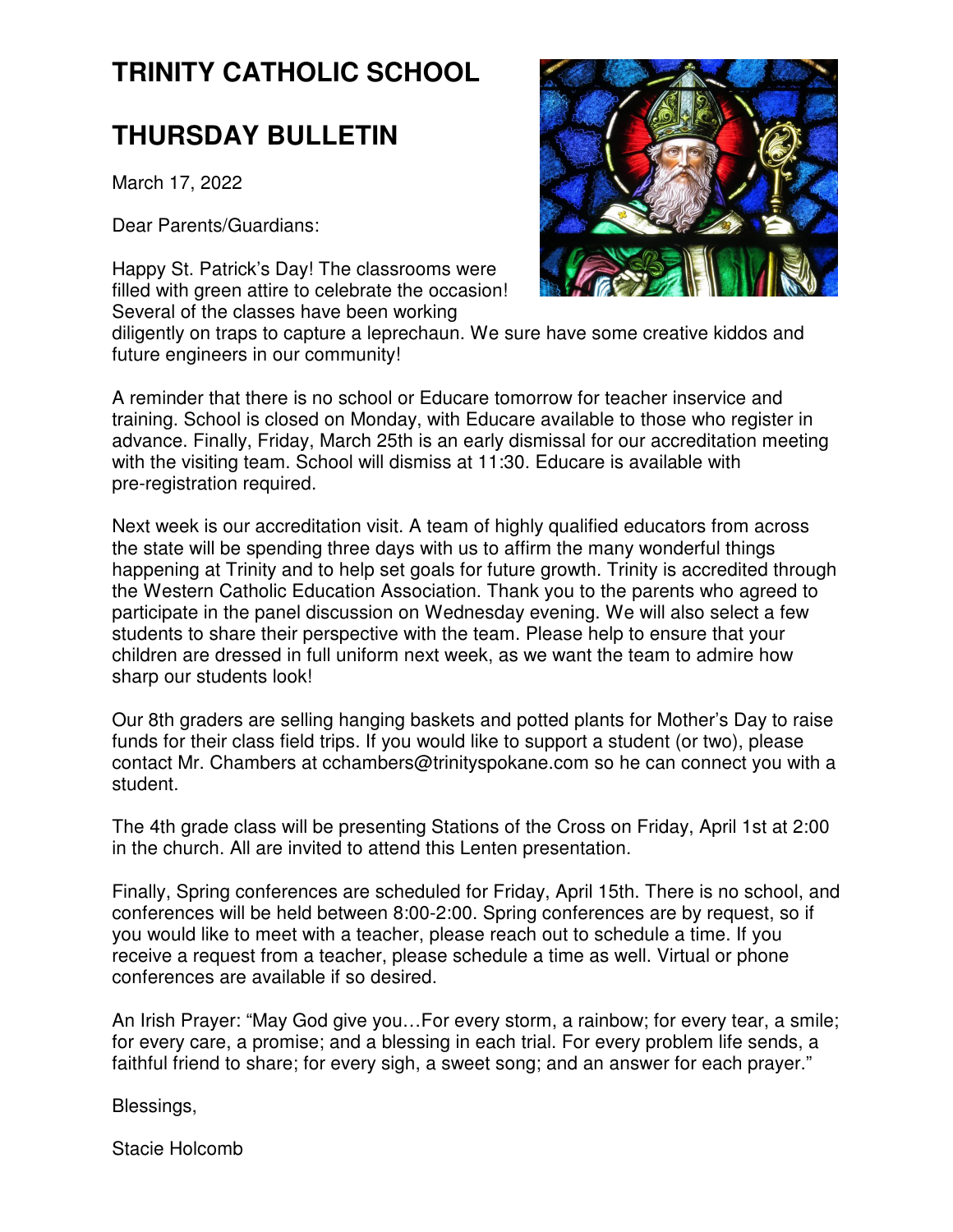# TRINITY CATHOLIC SCHOOL

# THURSDAY BULLETIN

March 17, 2022

Dear Parents/Guardians:

Happy St. Patrick's Day! The classrooms were filled with green attire to celebrate the occasion! Several of the classes have been working diligently on traps to capture a leprechaun. We sure have some creative kiddos and future engineers in our community!

A reminder that there is no school or Educare tomorrow for teacher inservice and training. School is closed on Monday, with Educare available to those who register in advance. Finally, Friday, March 25th is an early dismissal for our accreditation meeting with the visiting team. School will dismiss at 11:30. Educare is available with pre-registration required.

Next week is our accreditation visit. A team of highly qualified educators from across the state will be spending three days with us to affirm the many wonderful things happening at Trinity and to help set goals for future growth. Trinity is accredited through the Western Catholic Education Association. Thank you to the parents who agreed to participate in the panel discussion on Wednesday evening. We will also select a few students to share their perspective with the team. Please help to ensure that your children are dressed in full uniform next week, as we want the team to admire how sharp our students look!

Our 8th graders are selling hanging baskets and potted plants for Mother's Day to raise funds for their class field trips. If you would like to support a student (or two), please contact Mr. Chambers at cchambers@trinityspokane.com so he can connect you with a student.

The 4th grade class will be presenting Stations of the Cross on Friday, April 1st at 2:00 in the church. All are invited to attend this Lenten presentation.

Finally, Spring conferences are scheduled for Friday, April 15th. There is no school, and conferences will be held between 8:00-2:00. Spring conferences are by request, so if you would like to meet with a teacher, please reach out to schedule a time. If you receive a request from a teacher, please schedule a time as well. Virtual or phone conferences are available if so desired.

An Irish Prayer: "May God give you…For every storm, a rainbow; for every tear, a smile; for every care, a promise; and a blessing in each trial. For every problem life sends, a faithful friend to share; for every sigh, a sweet song; and an answer for each prayer."

Blessings,

Stacie Holcomb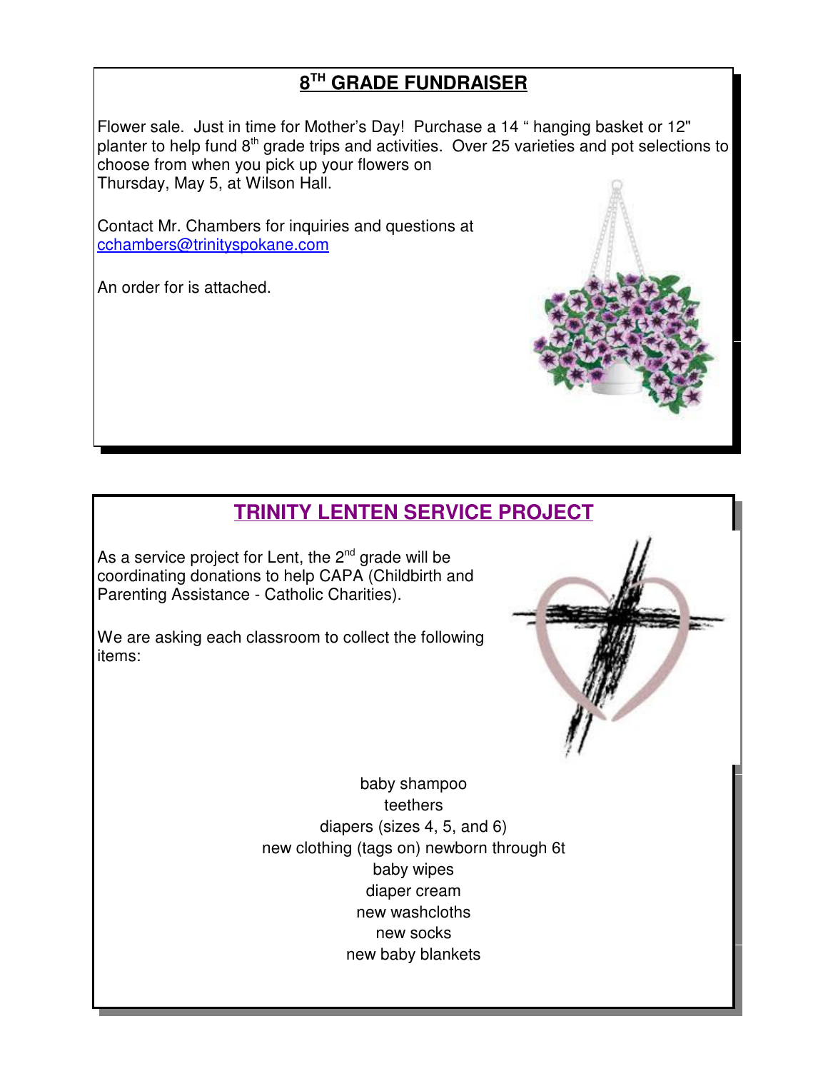## 8TH GRADE FUNDRAISER

Flower sale. Just in time for Mother's Day! Purchase a 14 " hanging basket or 12" planter to help fund 8th grade trips and activities. Over 25 varieties and pot selections to choose from when you pick up your flowers on Thursday, May 5, at Wilson Hall.

Contact Mr. Chambers for inquiries and questions at cchambers@trinityspokane.com

An order for is attached.

## TRINITY LENTEN SERVICE PROJECT

As a service project for Lent, the 2nd grade will be coordinating donations to help CAPA (Childbirth and Parenting Assistance - Catholic Charities).

We are asking each classroom to collect the following items:

baby shampoo
teethers
diapers (sizes 4, 5, and 6)
new clothing (tags on) newborn through 6t
baby wipes
diaper cream
new washcloths
new socks
new baby blankets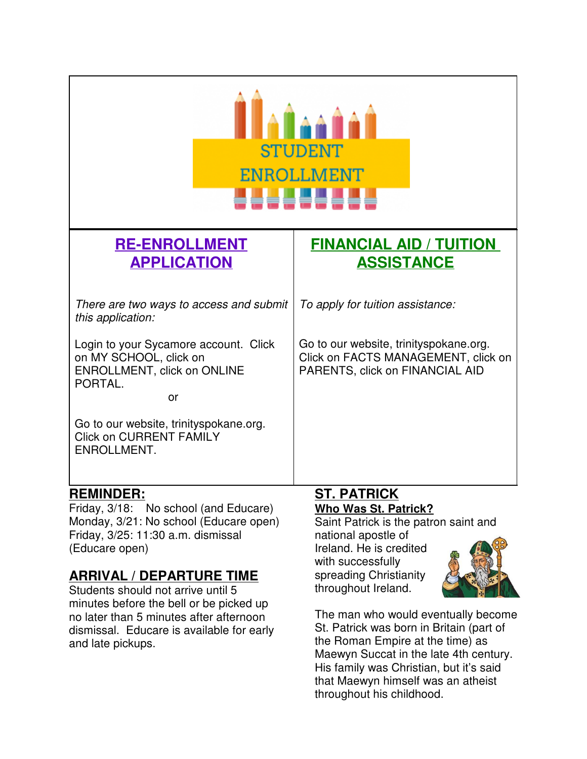# STUDENT ENROLLMENT

## RE-ENROLLMENT APPLICATION

*There are two ways to access and submit this application:*

Login to your Sycamore account. Click on MY SCHOOL, click on ENROLLMENT, click on ONLINE PORTAL.

or

Go to our website, trinityspokane.org. Click on CURRENT FAMILY ENROLLMENT.

## FINANCIAL AID / TUITION ASSISTANCE

*To apply for tuition assistance:*

Go to our website, trinityspokane.org. Click on FACTS MANAGEMENT, click on PARENTS, click on FINANCIAL AID

## REMINDER:

Friday, 3/18: No school (and Educare)
Monday, 3/21: No school (Educare open)
Friday, 3/25: 11:30 a.m. dismissal (Educare open)

## ARRIVAL / DEPARTURE TIME

Students should not arrive until 5 minutes before the bell or be picked up no later than 5 minutes after afternoon dismissal. Educare is available for early and late pickups.

## ST. PATRICK

### Who Was St. Patrick?

Saint Patrick is the patron saint and national apostle of Ireland. He is credited with successfully spreading Christianity throughout Ireland.

The man who would eventually become St. Patrick was born in Britain (part of the Roman Empire at the time) as Maewyn Succat in the late 4th century. His family was Christian, but it's said that Maewyn himself was an atheist throughout his childhood.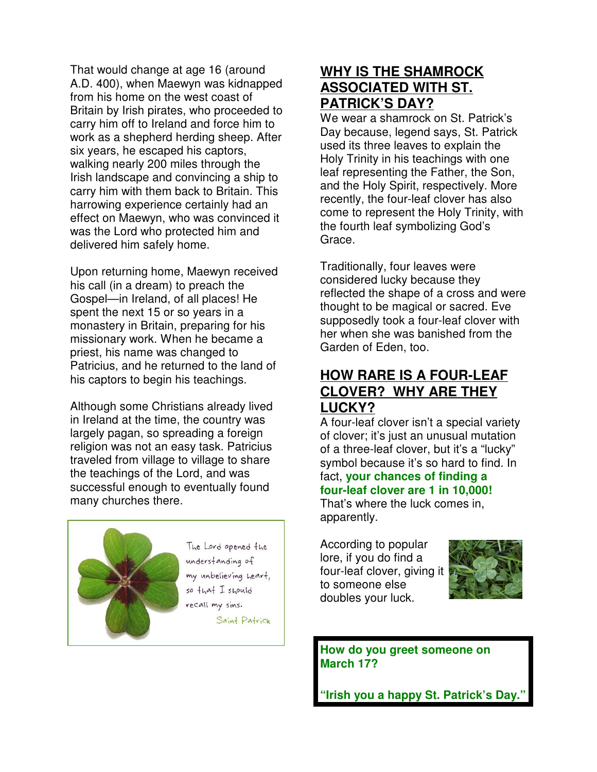That would change at age 16 (around A.D. 400), when Maewyn was kidnapped from his home on the west coast of Britain by Irish pirates, who proceeded to carry him off to Ireland and force him to work as a shepherd herding sheep. After six years, he escaped his captors, walking nearly 200 miles through the Irish landscape and convincing a ship to carry him with them back to Britain. This harrowing experience certainly had an effect on Maewyn, who was convinced it was the Lord who protected him and delivered him safely home.

Upon returning home, Maewyn received his call (in a dream) to preach the Gospel—in Ireland, of all places! He spent the next 15 or so years in a monastery in Britain, preparing for his missionary work. When he became a priest, his name was changed to Patricius, and he returned to the land of his captors to begin his teachings.

Although some Christians already lived in Ireland at the time, the country was largely pagan, so spreading a foreign religion was not an easy task. Patricius traveled from village to village to share the teachings of the Lord, and was successful enough to eventually found many churches there.

The Lord opened the understanding of my unbelieving heart, so that I should recall my sins.

Saint Patrick

## WHY IS THE SHAMROCK ASSOCIATED WITH ST. PATRICK'S DAY?

We wear a shamrock on St. Patrick's Day because, legend says, St. Patrick used its three leaves to explain the Holy Trinity in his teachings with one leaf representing the Father, the Son, and the Holy Spirit, respectively. More recently, the four-leaf clover has also come to represent the Holy Trinity, with the fourth leaf symbolizing God's Grace.

Traditionally, four leaves were considered lucky because they reflected the shape of a cross and were thought to be magical or sacred. Eve supposedly took a four-leaf clover with her when she was banished from the Garden of Eden, too.

## HOW RARE IS A FOUR-LEAF CLOVER? WHY ARE THEY LUCKY?

A four-leaf clover isn't a special variety of clover; it's just an unusual mutation of a three-leaf clover, but it's a "lucky" symbol because it's so hard to find. In fact, **your chances of finding a four-leaf clover are 1 in 10,000!** That's where the luck comes in, apparently.

According to popular lore, if you do find a four-leaf clover, giving it to someone else doubles your luck.

**How do you greet someone on March 17?**

**"Irish you a happy St. Patrick's Day."**